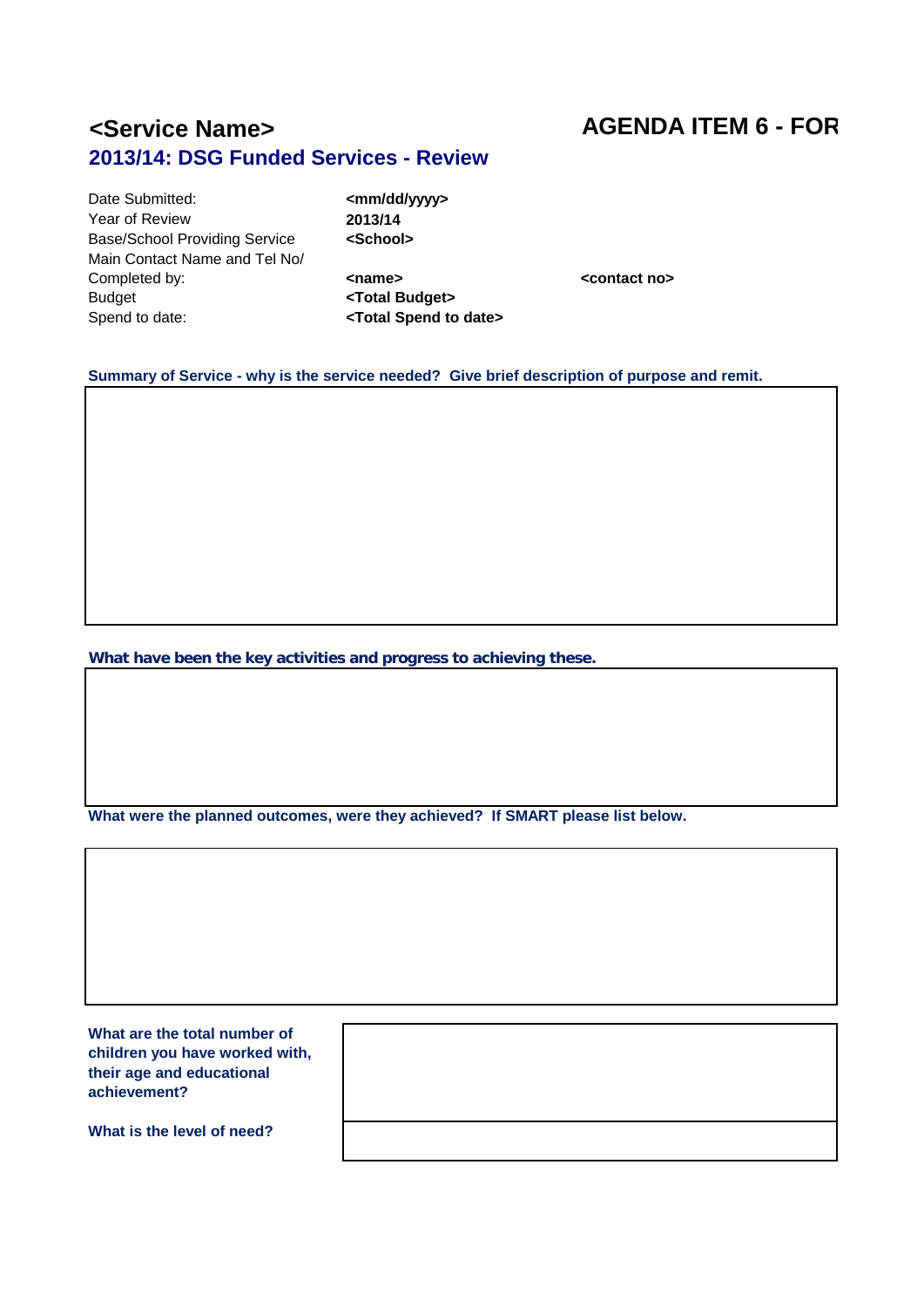# <Service Name>

**AGENDA ITEM 6 - FOR**

## 2013/14: DSG Funded Services - Review

| | | |
|---|---|---|
| Date Submitted: | **<mm/dd/yyyy>** | |
| Year of Review | **2013/14** | |
| Base/School Providing Service | **<School>** | |
| Main Contact Name and Tel No/ Completed by: | **<name>** | **<contact no>** |
| Budget | **<Total Budget>** | |
| Spend to date: | **<Total Spend to date>** | |

**Summary of Service - why is the service needed? Give brief description of purpose and remit.**

**What have been the key activities and progress to achieving these.**

**What were the planned outcomes, were they achieved? If SMART please list below.**

**What are the total number of children you have worked with, their age and educational achievement?**

**What is the level of need?**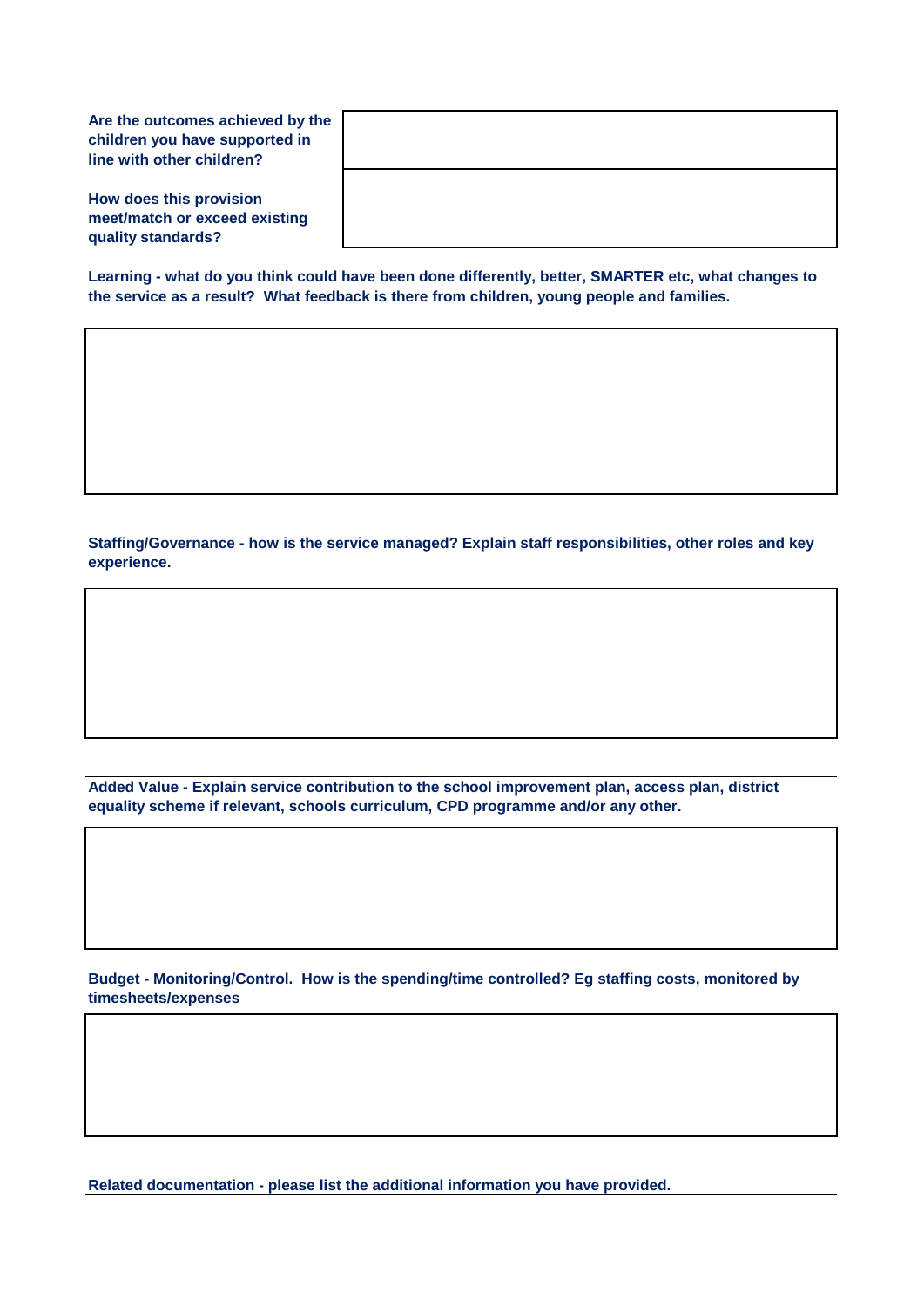| | |
|---|---|
| **Are the outcomes achieved by the children you have supported in line with other children?** | |
| **How does this provision meet/match or exceed existing quality standards?** | |

**Learning - what do you think could have been done differently, better, SMARTER etc, what changes to the service as a result? What feedback is there from children, young people and families.**

**Staffing/Governance - how is the service managed? Explain staff responsibilities, other roles and key experience.**

**Added Value - Explain service contribution to the school improvement plan, access plan, district equality scheme if relevant, schools curriculum, CPD programme and/or any other.**

**Budget - Monitoring/Control. How is the spending/time controlled? Eg staffing costs, monitored by timesheets/expenses**

**Related documentation - please list the additional information you have provided.**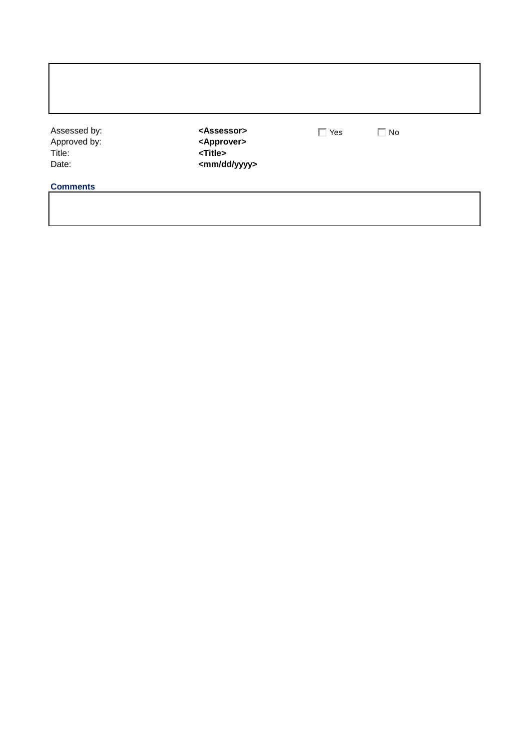| | | | |
|---|---|---|---|
| Assessed by: | **<Assessor>** | ☐ Yes | ☐ No |
| Approved by: | **<Approver>** | | |
| Title: | **<Title>** | | |
| Date: | **<mm/dd/yyyy>** | | |

**Comments**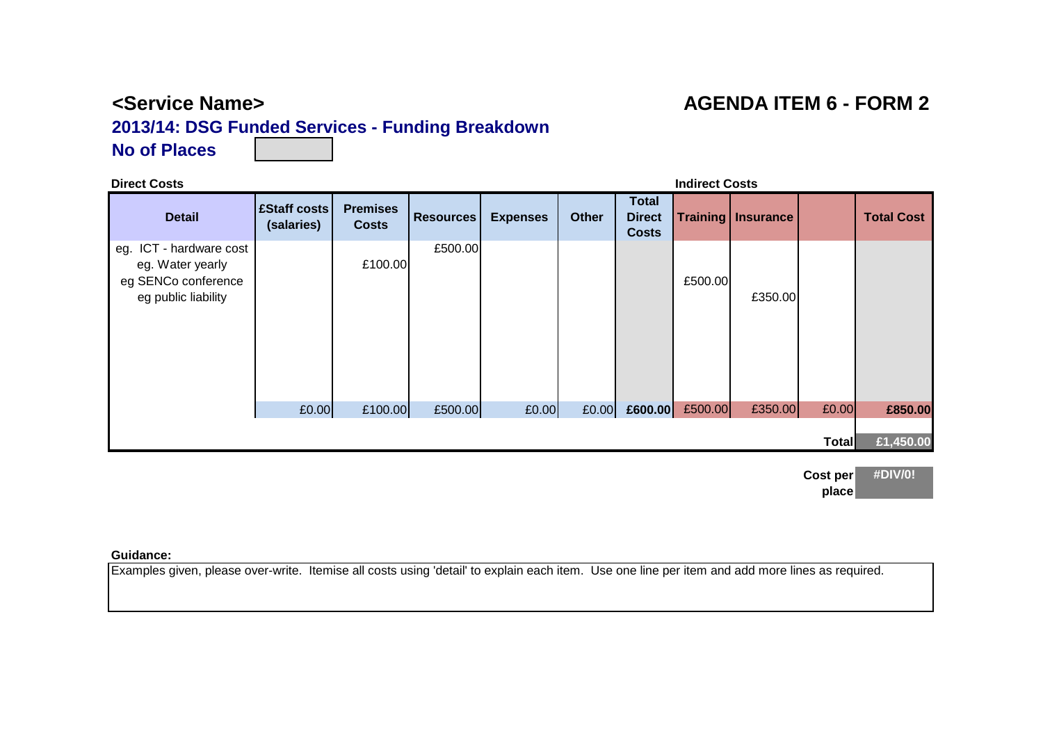# <Service Name>

# AGENDA ITEM 6 - FORM 2

## 2013/14: DSG Funded Services - Funding Breakdown

## No of Places

**Direct Costs** | **Indirect Costs**

| Detail | £Staff costs (salaries) | Premises Costs | Resources | Expenses | Other | Total Direct Costs | Training | Insurance | | Total Cost |
|---|---|---|---|---|---|---|---|---|---|---|
| eg. ICT - hardware cost | | | £500.00 | | | | | | | |
| eg. Water yearly | | £100.00 | | | | | | | | |
| eg SENCo conference | | | | | | | £500.00 | | | |
| eg public liability | | | | | | | | £350.00 | | |
| | £0.00 | £100.00 | £500.00 | £0.00 | £0.00 | **£600.00** | £500.00 | £350.00 | £0.00 | **£850.00** |
| | | | | | | | | | **Total** | **£1,450.00** |

| | |
|---|---|
| **Cost per place** | **#DIV/0!** |

**Guidance:**

Examples given, please over-write. Itemise all costs using 'detail' to explain each item. Use one line per item and add more lines as required.